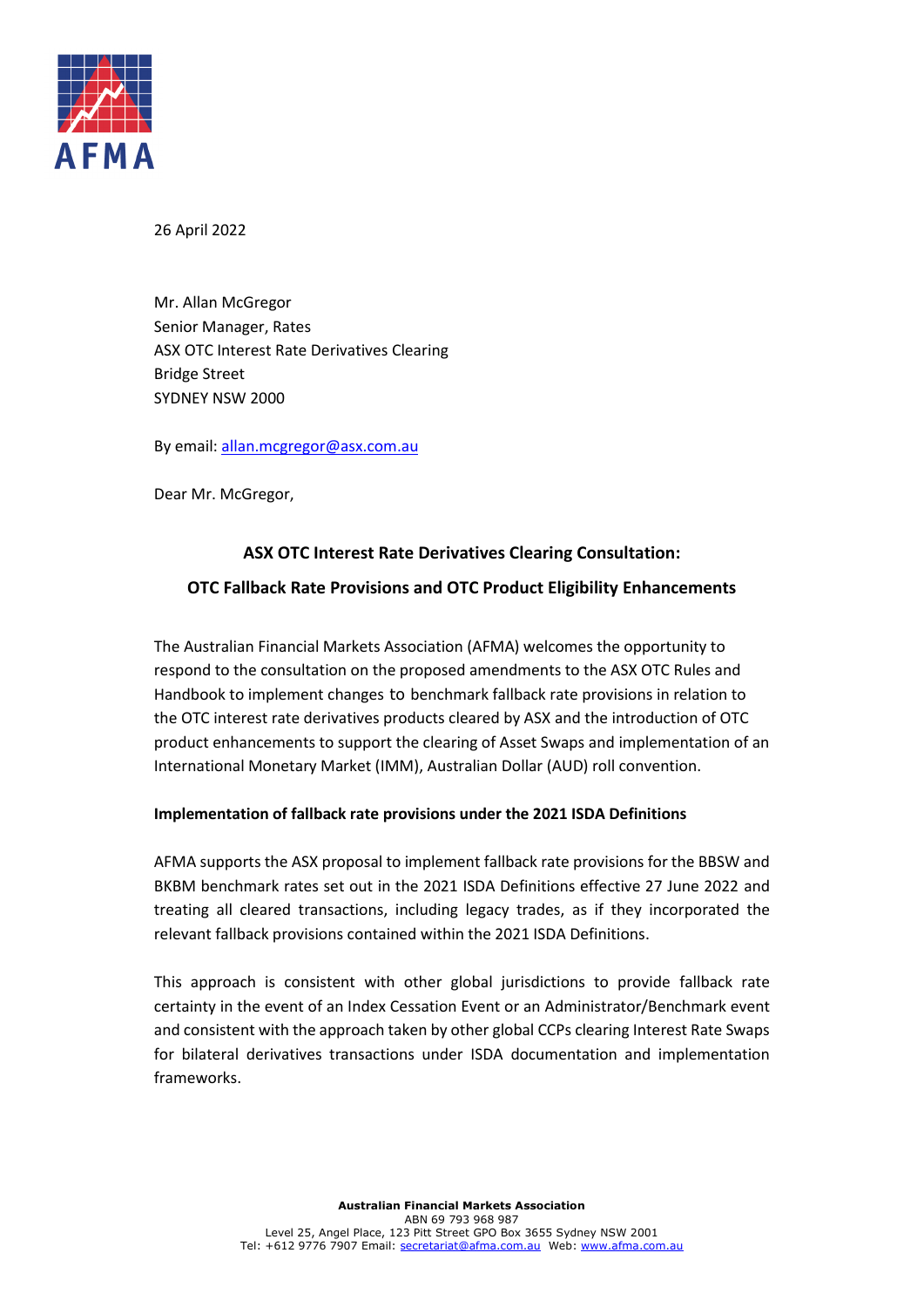26 April 2022

Mr. Allan McGregor
Senior Manager, Rates
ASX OTC Interest Rate Derivatives Clearing
Bridge Street
SYDNEY NSW 2000

By email: allan.mcgregor@asx.com.au

Dear Mr. McGregor,

**ASX OTC Interest Rate Derivatives Clearing Consultation:**

**OTC Fallback Rate Provisions and OTC Product Eligibility Enhancements**

The Australian Financial Markets Association (AFMA) welcomes the opportunity to respond to the consultation on the proposed amendments to the ASX OTC Rules and Handbook to implement changes to benchmark fallback rate provisions in relation to the OTC interest rate derivatives products cleared by ASX and the introduction of OTC product enhancements to support the clearing of Asset Swaps and implementation of an International Monetary Market (IMM), Australian Dollar (AUD) roll convention.

**Implementation of fallback rate provisions under the 2021 ISDA Definitions**

AFMA supports the ASX proposal to implement fallback rate provisions for the BBSW and BKBM benchmark rates set out in the 2021 ISDA Definitions effective 27 June 2022 and treating all cleared transactions, including legacy trades, as if they incorporated the relevant fallback provisions contained within the 2021 ISDA Definitions.

This approach is consistent with other global jurisdictions to provide fallback rate certainty in the event of an Index Cessation Event or an Administrator/Benchmark event and consistent with the approach taken by other global CCPs clearing Interest Rate Swaps for bilateral derivatives transactions under ISDA documentation and implementation frameworks.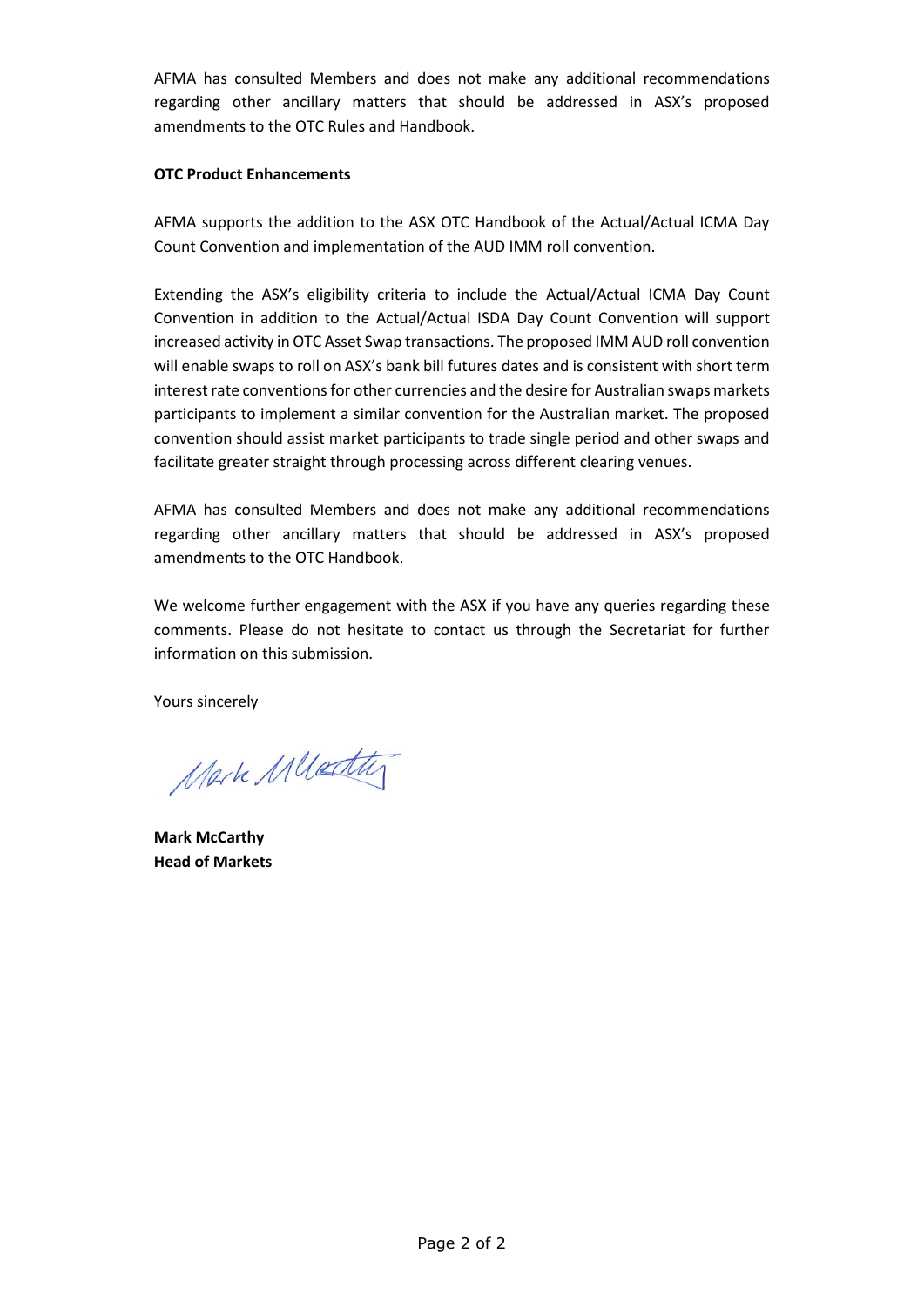AFMA has consulted Members and does not make any additional recommendations regarding other ancillary matters that should be addressed in ASX's proposed amendments to the OTC Rules and Handbook.

**OTC Product Enhancements**

AFMA supports the addition to the ASX OTC Handbook of the Actual/Actual ICMA Day Count Convention and implementation of the AUD IMM roll convention.

Extending the ASX's eligibility criteria to include the Actual/Actual ICMA Day Count Convention in addition to the Actual/Actual ISDA Day Count Convention will support increased activity in OTC Asset Swap transactions. The proposed IMM AUD roll convention will enable swaps to roll on ASX's bank bill futures dates and is consistent with short term interest rate conventions for other currencies and the desire for Australian swaps markets participants to implement a similar convention for the Australian market. The proposed convention should assist market participants to trade single period and other swaps and facilitate greater straight through processing across different clearing venues.

AFMA has consulted Members and does not make any additional recommendations regarding other ancillary matters that should be addressed in ASX's proposed amendments to the OTC Handbook.

We welcome further engagement with the ASX if you have any queries regarding these comments. Please do not hesitate to contact us through the Secretariat for further information on this submission.

Yours sincerely

Mark McCarthy

**Mark McCarthy**
**Head of Markets**